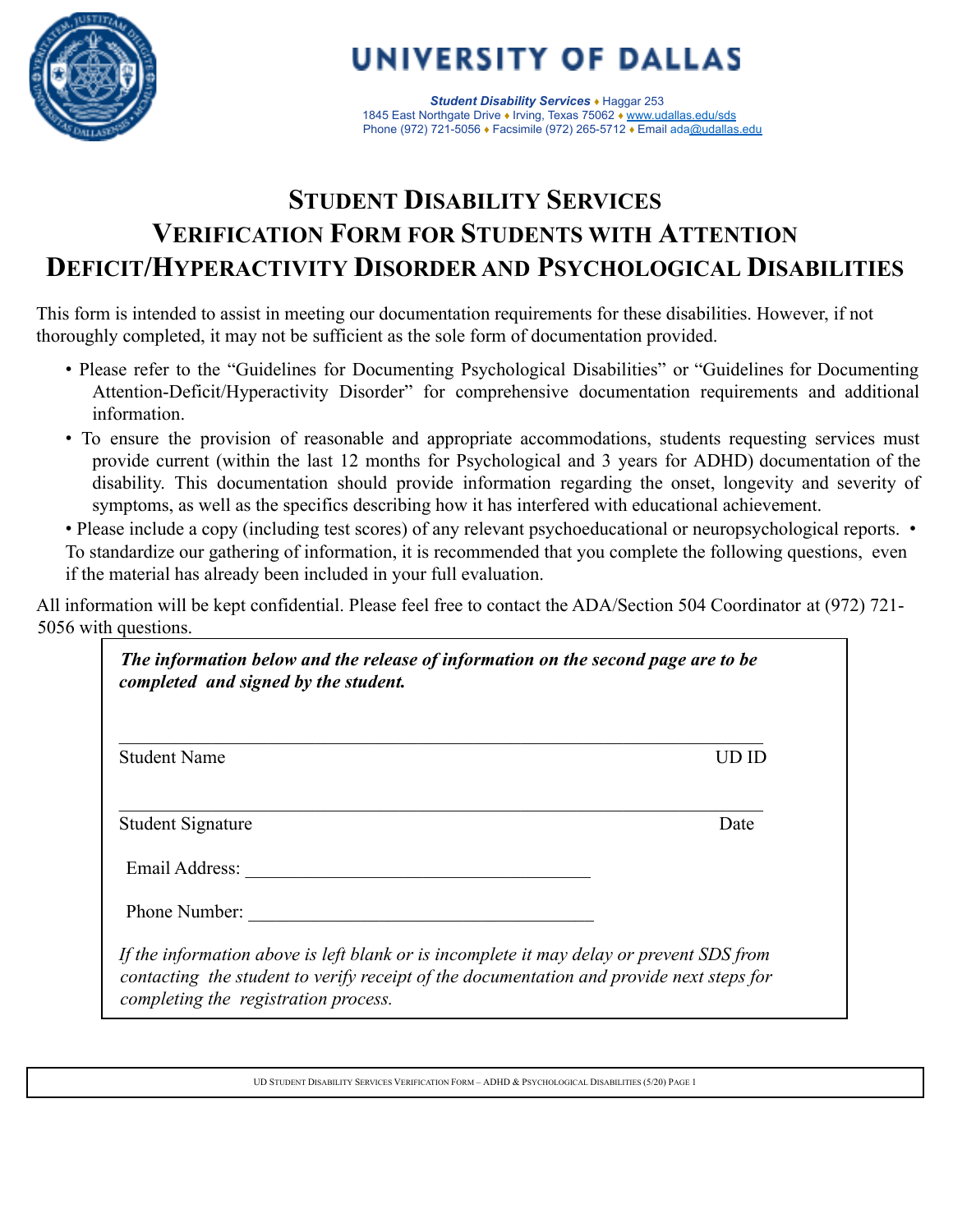# UNIVERSITY OF DALLAS

***Student Disability Services*** ♦ Haggar 253
1845 East Northgate Drive ♦ Irving, Texas 75062 ♦ www.udallas.edu/sds
Phone (972) 721-5056 ♦ Facsimile (972) 265-5712 ♦ Email ada@udallas.edu

## STUDENT DISABILITY SERVICES
## VERIFICATION FORM FOR STUDENTS WITH ATTENTION DEFICIT/HYPERACTIVITY DISORDER AND PSYCHOLOGICAL DISABILITIES

This form is intended to assist in meeting our documentation requirements for these disabilities. However, if not thoroughly completed, it may not be sufficient as the sole form of documentation provided.

- Please refer to the "Guidelines for Documenting Psychological Disabilities" or "Guidelines for Documenting Attention-Deficit/Hyperactivity Disorder" for comprehensive documentation requirements and additional information.
- To ensure the provision of reasonable and appropriate accommodations, students requesting services must provide current (within the last 12 months for Psychological and 3 years for ADHD) documentation of the disability. This documentation should provide information regarding the onset, longevity and severity of symptoms, as well as the specifics describing how it has interfered with educational achievement.
- Please include a copy (including test scores) of any relevant psychoeducational or neuropsychological reports.
- To standardize our gathering of information, it is recommended that you complete the following questions, even if the material has already been included in your full evaluation.

All information will be kept confidential. Please feel free to contact the ADA/Section 504 Coordinator at (972) 721-5056 with questions.

***The information below and the release of information on the second page are to be completed and signed by the student.***

\_\_\_\_\_\_\_\_\_\_\_\_\_\_\_\_\_\_\_\_\_\_\_\_\_\_\_\_\_\_\_\_\_\_\_\_\_\_\_\_\_\_\_\_\_\_\_\_\_\_\_\_\_\_\_\_\_\_
Student Name UD ID

\_\_\_\_\_\_\_\_\_\_\_\_\_\_\_\_\_\_\_\_\_\_\_\_\_\_\_\_\_\_\_\_\_\_\_\_\_\_\_\_\_\_\_\_\_\_\_\_\_\_\_\_\_\_\_\_\_\_
Student Signature Date

Email Address: \_\_\_\_\_\_\_\_\_\_\_\_\_\_\_\_\_\_\_\_\_\_\_\_\_\_\_\_\_\_\_\_\_\_\_\_\_\_

Phone Number: \_\_\_\_\_\_\_\_\_\_\_\_\_\_\_\_\_\_\_\_\_\_\_\_\_\_\_\_\_\_\_\_\_\_\_\_\_\_

*If the information above is left blank or is incomplete it may delay or prevent SDS from contacting the student to verify receipt of the documentation and provide next steps for completing the registration process.*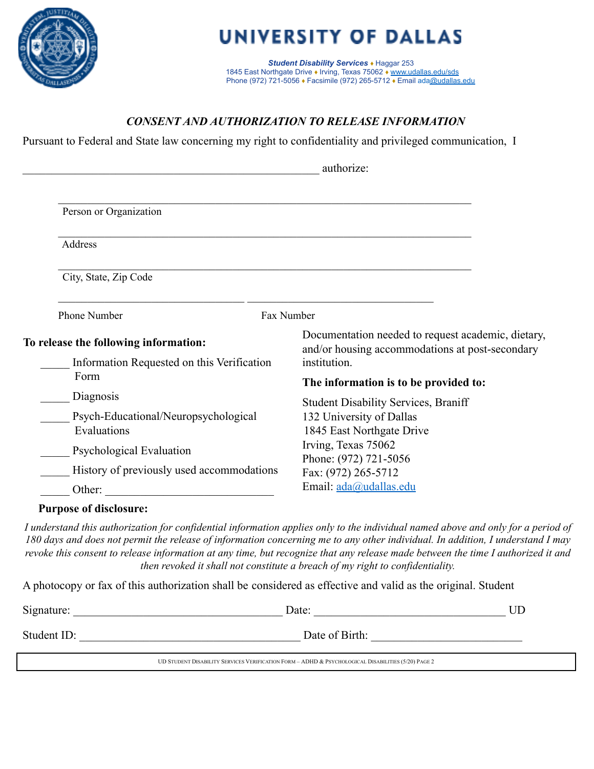# UNIVERSITY OF DALLAS

***Student Disability Services*** ♦ Haggar 253
1845 East Northgate Drive ♦ Irving, Texas 75062 ♦ www.udallas.edu/sds
Phone (972) 721-5056 ♦ Facsimile (972) 265-5712 ♦ Email ada@udallas.edu

## *CONSENT AND AUTHORIZATION TO RELEASE INFORMATION*

Pursuant to Federal and State law concerning my right to confidentiality and privileged communication, I

_____________________________________________________ authorize:

___________________________________________________________________________
Person or Organization

___________________________________________________________________________
Address

___________________________________________________________________________
City, State, Zip Code

_________________________________ _________________________________
Phone Number Fax Number

**To release the following information:**

_____ Information Requested on this Verification Form

_____ Diagnosis

_____ Psych-Educational/Neuropsychological Evaluations

_____ Psychological Evaluation

_____ History of previously used accommodations

_____ Other: ______________________________

Documentation needed to request academic, dietary, and/or housing accommodations at post-secondary institution.

**The information is to be provided to:**

Student Disability Services, Braniff 132 University of Dallas
1845 East Northgate Drive
Irving, Texas 75062
Phone: (972) 721-5056
Fax: (972) 265-5712
Email: ada@udallas.edu

**Purpose of disclosure:**

*I understand this authorization for confidential information applies only to the individual named above and only for a period of 180 days and does not permit the release of information concerning me to any other individual. In addition, I understand I may revoke this consent to release information at any time, but recognize that any release made between the time I authorized it and then revoked it shall not constitute a breach of my right to confidentiality.*

A photocopy or fax of this authorization shall be considered as effective and valid as the original. Student

Signature: _____________________________________ Date: __________________________________ UD

Student ID: _____________________________________ Date of Birth: __________________________

UD STUDENT DISABILITY SERVICES VERIFICATION FORM – ADHD & PSYCHOLOGICAL DISABILITIES (5/20) PAGE 2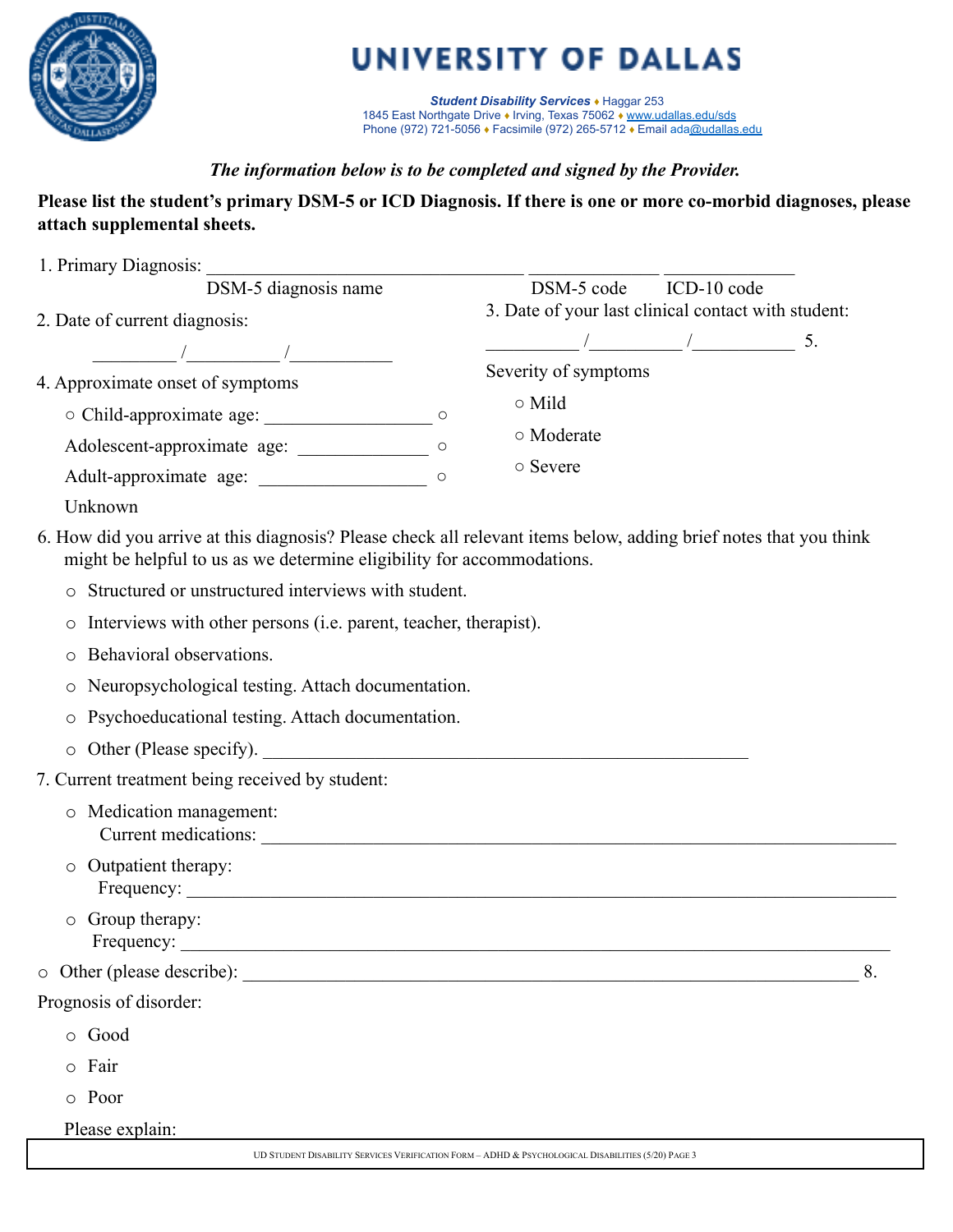# UNIVERSITY OF DALLAS

***Student Disability Services*** ♦ Haggar 253
1845 East Northgate Drive ♦ Irving, Texas 75062 ♦ www.udallas.edu/sds
Phone (972) 721-5056 ♦ Facsimile (972) 265-5712 ♦ Email ada@udallas.edu

***The information below is to be completed and signed by the Provider.***

**Please list the student's primary DSM-5 or ICD Diagnosis. If there is one or more co-morbid diagnoses, please attach supplemental sheets.**

1. Primary Diagnosis: ___________________________________ ______________ ______________
   DSM-5 diagnosis name DSM-5 code ICD-10 code

2. Date of current diagnosis:
   _________ /__________ /___________

3. Date of your last clinical contact with student:
   __________ /__________ /___________

4. Approximate onset of symptoms
   - ○ Child-approximate age: __________________
   - ○ Adolescent-approximate age: ______________
   - ○ Adult-approximate age: __________________
   - ○ Unknown

5. Severity of symptoms
   - ○ Mild
   - ○ Moderate
   - ○ Severe

6. How did you arrive at this diagnosis? Please check all relevant items below, adding brief notes that you think might be helpful to us as we determine eligibility for accommodations.
   - ○ Structured or unstructured interviews with student.
   - ○ Interviews with other persons (i.e. parent, teacher, therapist).
   - ○ Behavioral observations.
   - ○ Neuropsychological testing. Attach documentation.
   - ○ Psychoeducational testing. Attach documentation.
   - ○ Other (Please specify). ______________________________________________________

7. Current treatment being received by student:
   - ○ Medication management:
     Current medications: ______________________________________________________________________
   - ○ Outpatient therapy:
     Frequency: ______________________________________________________________________________
   - ○ Group therapy:
     Frequency: ______________________________________________________________________________
   - ○ Other (please describe): ______________________________________________________________________

8. Prognosis of disorder:
   - ○ Good
   - ○ Fair
   - ○ Poor

   Please explain: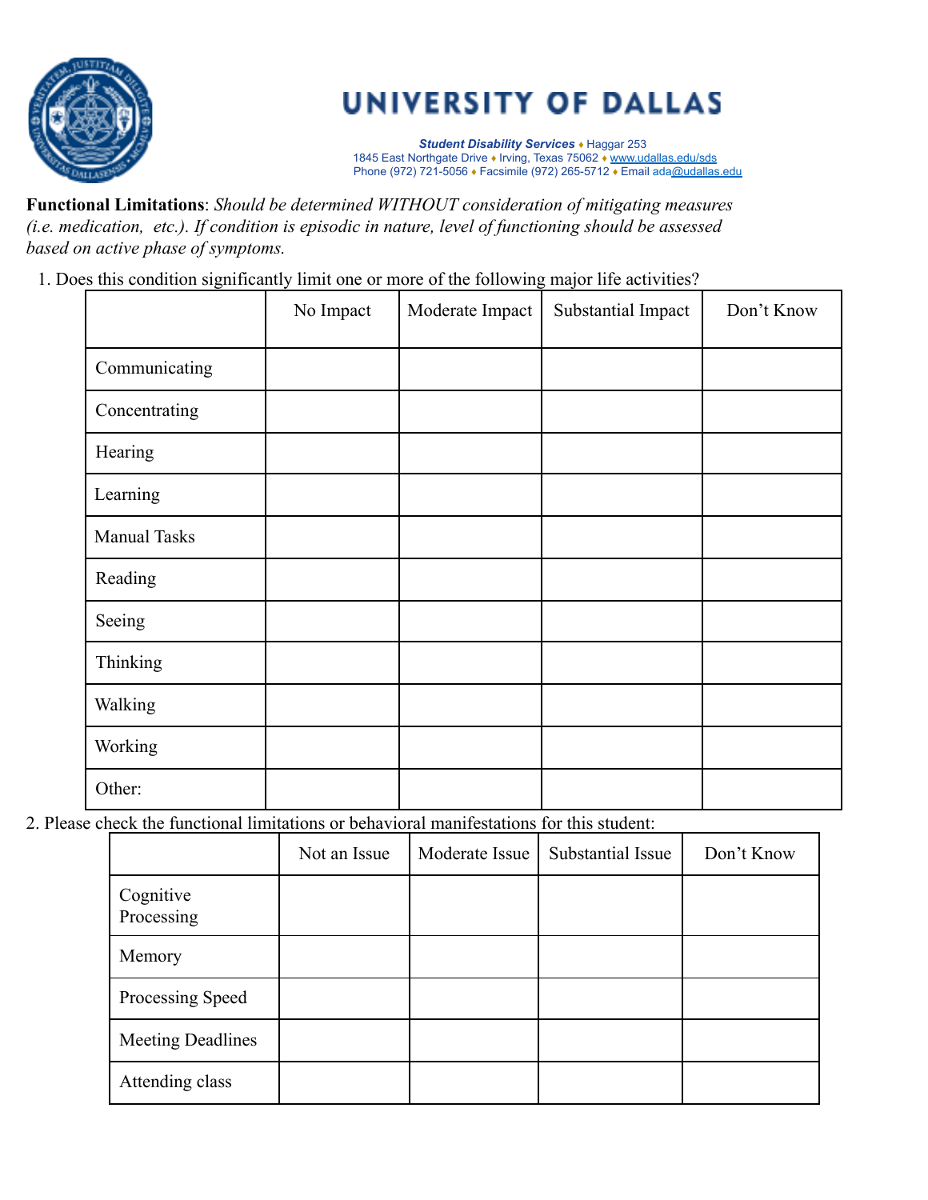# UNIVERSITY OF DALLAS

***Student Disability Services*** ♦ Haggar 253
1845 East Northgate Drive ♦ Irving, Texas 75062 ♦ www.udallas.edu/sds
Phone (972) 721-5056 ♦ Facsimile (972) 265-5712 ♦ Email ada@udallas.edu

**Functional Limitations**: *Should be determined WITHOUT consideration of mitigating measures (i.e. medication, etc.). If condition is episodic in nature, level of functioning should be assessed based on active phase of symptoms.*

1. Does this condition significantly limit one or more of the following major life activities?

| | No Impact | Moderate Impact | Substantial Impact | Don't Know |
|---|---|---|---|---|
| Communicating | | | | |
| Concentrating | | | | |
| Hearing | | | | |
| Learning | | | | |
| Manual Tasks | | | | |
| Reading | | | | |
| Seeing | | | | |
| Thinking | | | | |
| Walking | | | | |
| Working | | | | |
| Other: | | | | |

2. Please check the functional limitations or behavioral manifestations for this student:

| | Not an Issue | Moderate Issue | Substantial Issue | Don't Know |
|---|---|---|---|---|
| Cognitive Processing | | | | |
| Memory | | | | |
| Processing Speed | | | | |
| Meeting Deadlines | | | | |
| Attending class | | | | |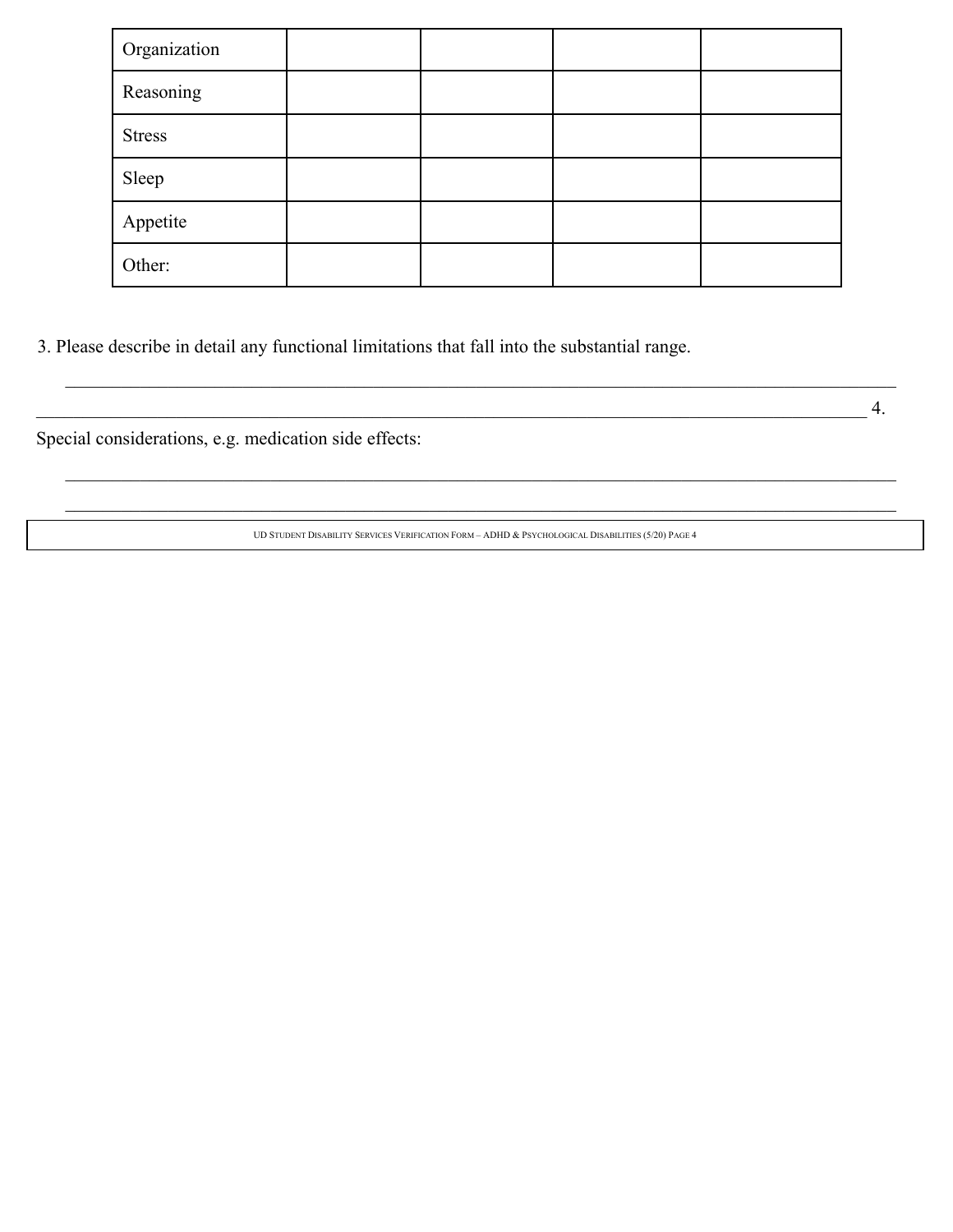| | | | | |
|---|---|---|---|---|
| Organization | | | | |
| Reasoning | | | | |
| Stress | | | | |
| Sleep | | | | |
| Appetite | | | | |
| Other: | | | | |

3. Please describe in detail any functional limitations that fall into the substantial range.

_______________________________________________________________________________________________

_______________________________________________________________________________________________

4. Special considerations, e.g. medication side effects:

_______________________________________________________________________________________________

_______________________________________________________________________________________________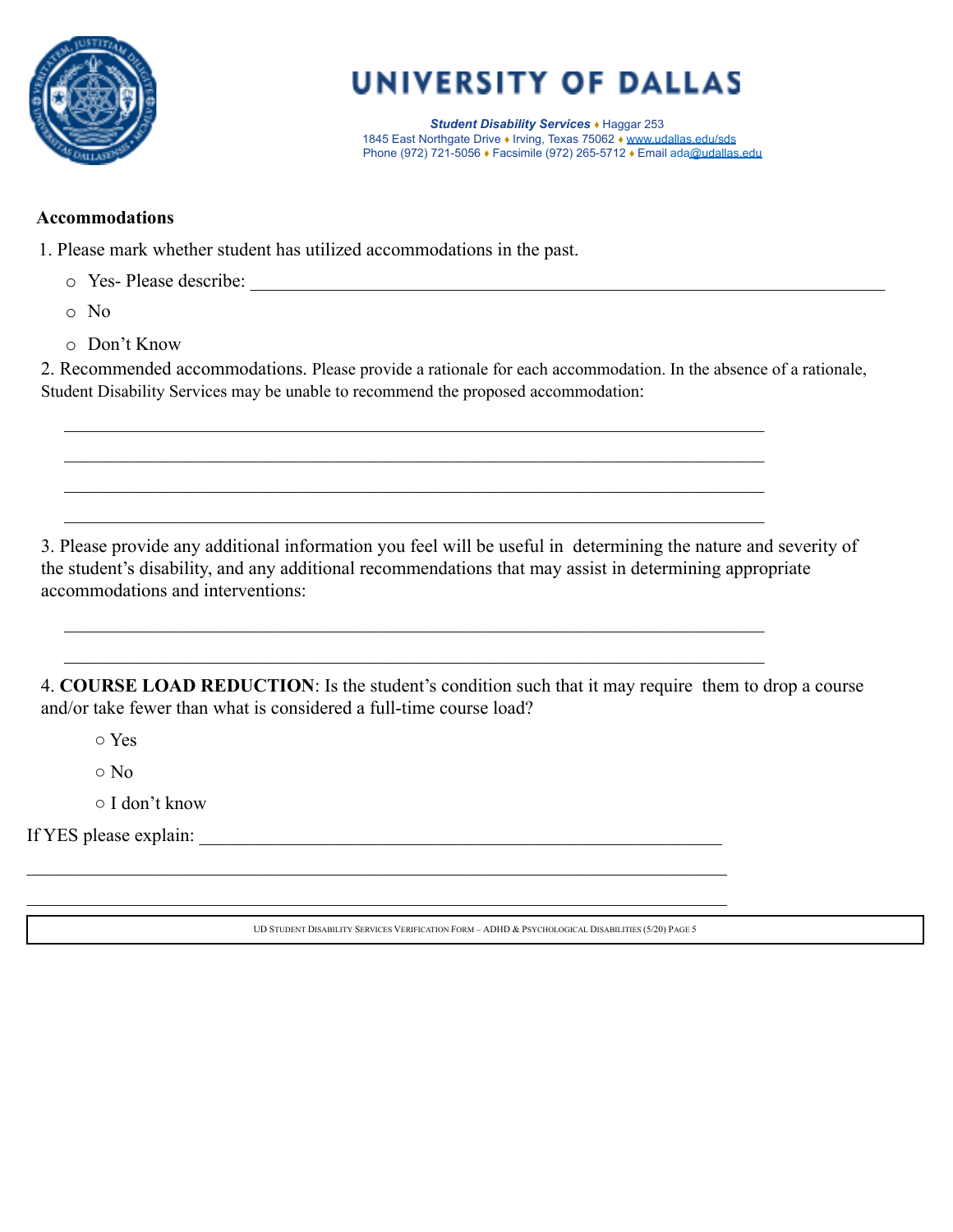# UNIVERSITY OF DALLAS

***Student Disability Services*** ♦ Haggar 253
1845 East Northgate Drive ♦ Irving, Texas 75062 ♦ www.udallas.edu/sds
Phone (972) 721-5056 ♦ Facsimile (972) 265-5712 ♦ Email ada@udallas.edu

**Accommodations**

1. Please mark whether student has utilized accommodations in the past.

   ○ Yes- Please describe: ____________________________________________________________________

   ○ No

   ○ Don't Know

2. Recommended accommodations. Please provide a rationale for each accommodation. In the absence of a rationale, Student Disability Services may be unable to recommend the proposed accommodation:

   ____________________________________________________________________________

   ____________________________________________________________________________

   ____________________________________________________________________________

   ____________________________________________________________________________

3. Please provide any additional information you feel will be useful in determining the nature and severity of the student's disability, and any additional recommendations that may assist in determining appropriate accommodations and interventions:

   ____________________________________________________________________________

   ____________________________________________________________________________

4. **COURSE LOAD REDUCTION**: Is the student's condition such that it may require them to drop a course and/or take fewer than what is considered a full-time course load?

   ○ Yes

   ○ No

   ○ I don't know

If YES please explain: ________________________________________________________

____________________________________________________________________________

____________________________________________________________________________

UD Student Disability Services Verification Form – ADHD & Psychological Disabilities (5/20)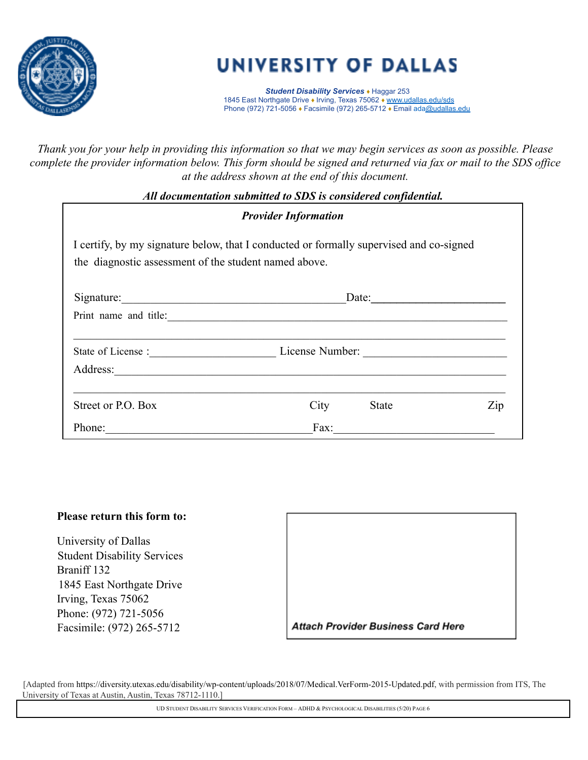# UNIVERSITY OF DALLAS

***Student Disability Services*** ♦ Haggar 253
1845 East Northgate Drive ♦ Irving, Texas 75062 ♦ www.udallas.edu/sds
Phone (972) 721-5056 ♦ Facsimile (972) 265-5712 ♦ Email ada@udallas.edu

*Thank you for your help in providing this information so that we may begin services as soon as possible. Please complete the provider information below. This form should be signed and returned via fax or mail to the SDS office at the address shown at the end of this document.*

***All documentation submitted to SDS is considered confidential.***

***Provider Information***

I certify, by my signature below, that I conducted or formally supervised and co-signed the diagnostic assessment of the student named above.

Signature:______________________________________Date:______________________

Print name and title:____________________________________________________________

_______________________________________________________________________________

State of License :______________________ License Number: ________________________

Address:_________________________________________________________________

_______________________________________________________________________________

Street or P.O. Box City State Zip

Phone:____________________________________Fax:____________________________

**Please return this form to:**

University of Dallas
Student Disability Services
Braniff 132
1845 East Northgate Drive
Irving, Texas 75062
Phone: (972) 721-5056
Facsimile: (972) 265-5712

***Attach Provider Business Card Here***

[Adapted from https://diversity.utexas.edu/disability/wp-content/uploads/2018/07/Medical.VerForm-2015-Updated.pdf, with permission from ITS, The University of Texas at Austin, Austin, Texas 78712-1110.]